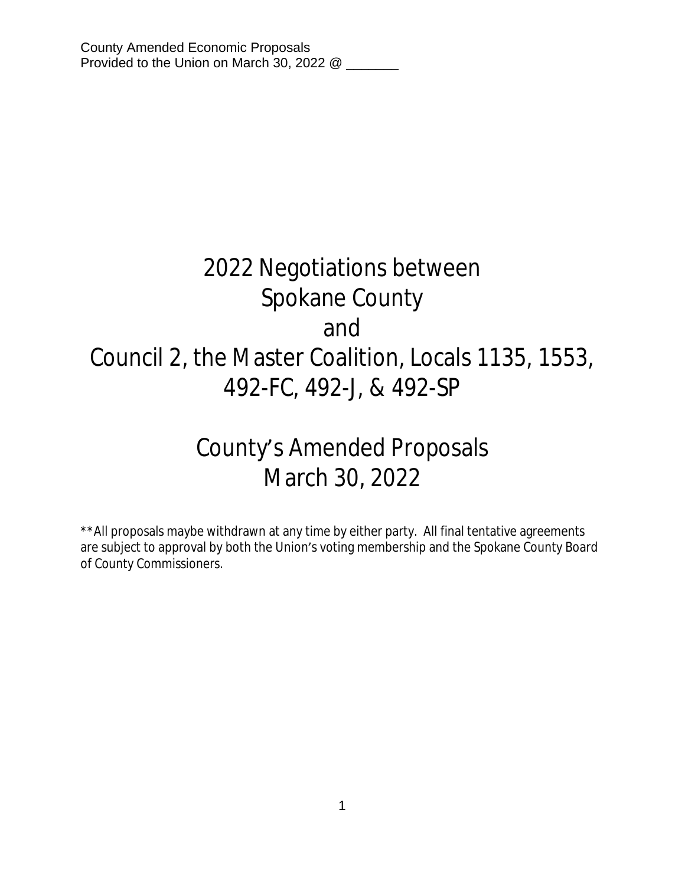County Amended Economic Proposals
Provided to the Union on March 30, 2022 @ _______

# 2022 Negotiations between Spokane County and Council 2, the Master Coalition, Locals 1135, 1553, 492-FC, 492-J, & 492-SP

# County's Amended Proposals March 30, 2022

**All proposals maybe withdrawn at any time by either party. All final tentative agreements are subject to approval by both the Union's voting membership and the Spokane County Board of County Commissioners.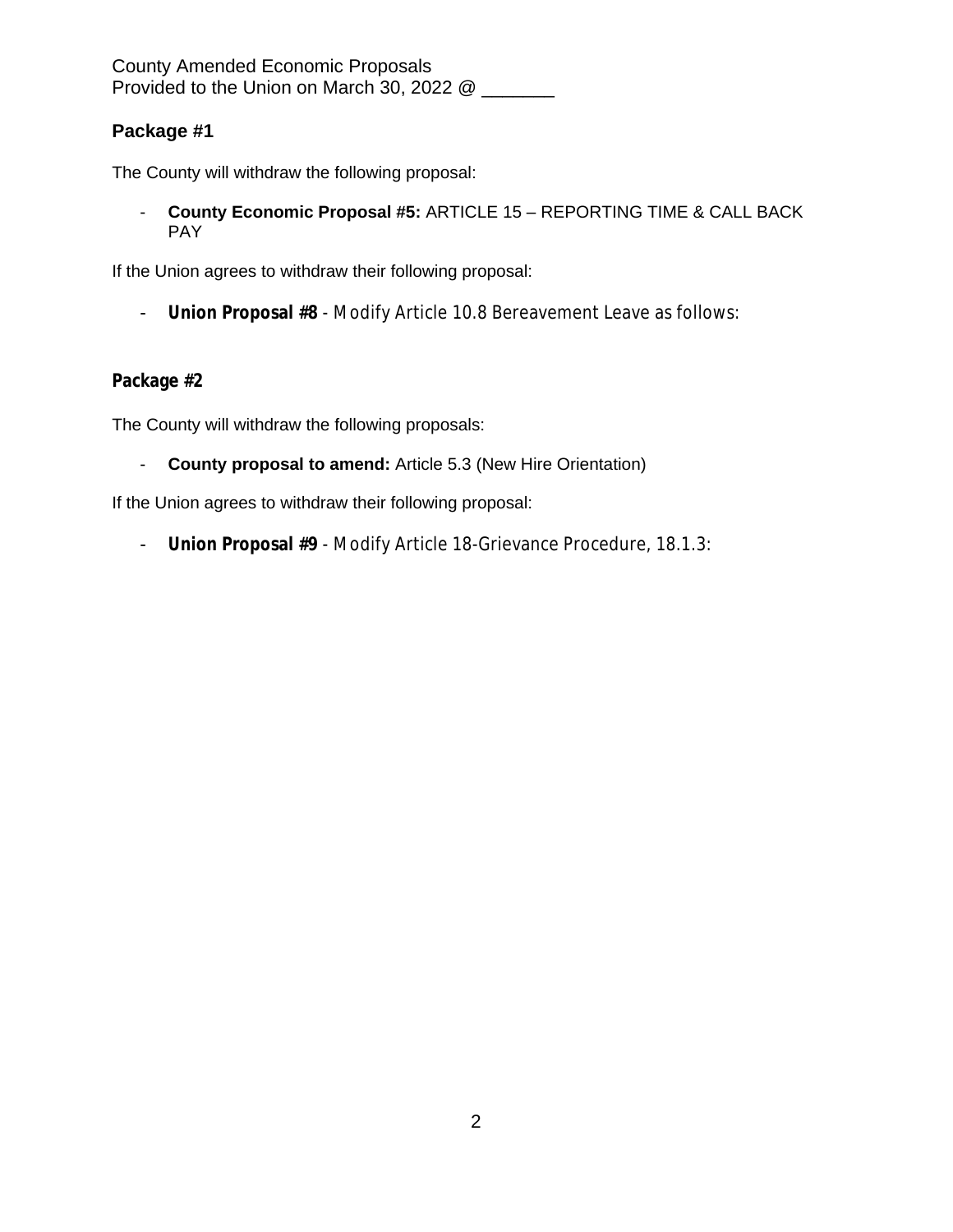County Amended Economic Proposals
Provided to the Union on March 30, 2022 @ _______

## Package #1

The County will withdraw the following proposal:

- **County Economic Proposal #5:** ARTICLE 15 – REPORTING TIME & CALL BACK PAY

If the Union agrees to withdraw their following proposal:

- **Union Proposal #8** - Modify Article 10.8 Bereavement Leave as follows:

## Package #2

The County will withdraw the following proposals:

- **County proposal to amend:** Article 5.3 (New Hire Orientation)

If the Union agrees to withdraw their following proposal:

- **Union Proposal #9** - Modify Article 18-Grievance Procedure, 18.1.3: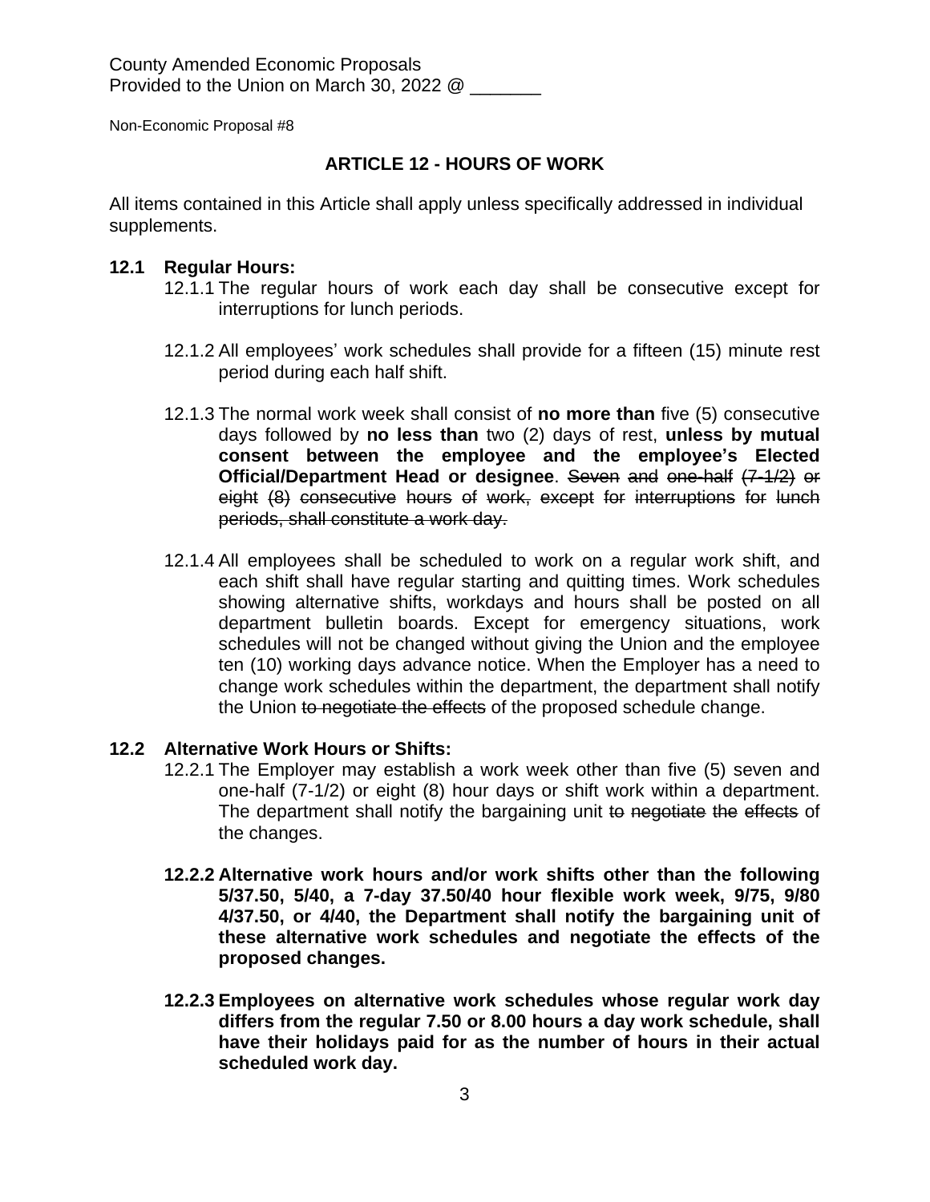County Amended Economic Proposals
Provided to the Union on March 30, 2022 @ _______

Non-Economic Proposal #8

## ARTICLE 12 - HOURS OF WORK

All items contained in this Article shall apply unless specifically addressed in individual supplements.

**12.1 Regular Hours:**

12.1.1 The regular hours of work each day shall be consecutive except for interruptions for lunch periods.

12.1.2 All employees' work schedules shall provide for a fifteen (15) minute rest period during each half shift.

12.1.3 The normal work week shall consist of **no more than** five (5) consecutive days followed by **no less than** two (2) days of rest, **unless by mutual consent between the employee and the employee's Elected Official/Department Head or designee**. ~~Seven and one-half (7-1/2) or eight (8) consecutive hours of work, except for interruptions for lunch periods, shall constitute a work day.~~

12.1.4 All employees shall be scheduled to work on a regular work shift, and each shift shall have regular starting and quitting times. Work schedules showing alternative shifts, workdays and hours shall be posted on all department bulletin boards. Except for emergency situations, work schedules will not be changed without giving the Union and the employee ten (10) working days advance notice. When the Employer has a need to change work schedules within the department, the department shall notify the Union ~~to negotiate the effects~~ of the proposed schedule change.

**12.2 Alternative Work Hours or Shifts:**

12.2.1 The Employer may establish a work week other than five (5) seven and one-half (7-1/2) or eight (8) hour days or shift work within a department. The department shall notify the bargaining unit ~~to negotiate the effects~~ of the changes.

**12.2.2 Alternative work hours and/or work shifts other than the following 5/37.50, 5/40, a 7-day 37.50/40 hour flexible work week, 9/75, 9/80 4/37.50, or 4/40, the Department shall notify the bargaining unit of these alternative work schedules and negotiate the effects of the proposed changes.**

**12.2.3 Employees on alternative work schedules whose regular work day differs from the regular 7.50 or 8.00 hours a day work schedule, shall have their holidays paid for as the number of hours in their actual scheduled work day.**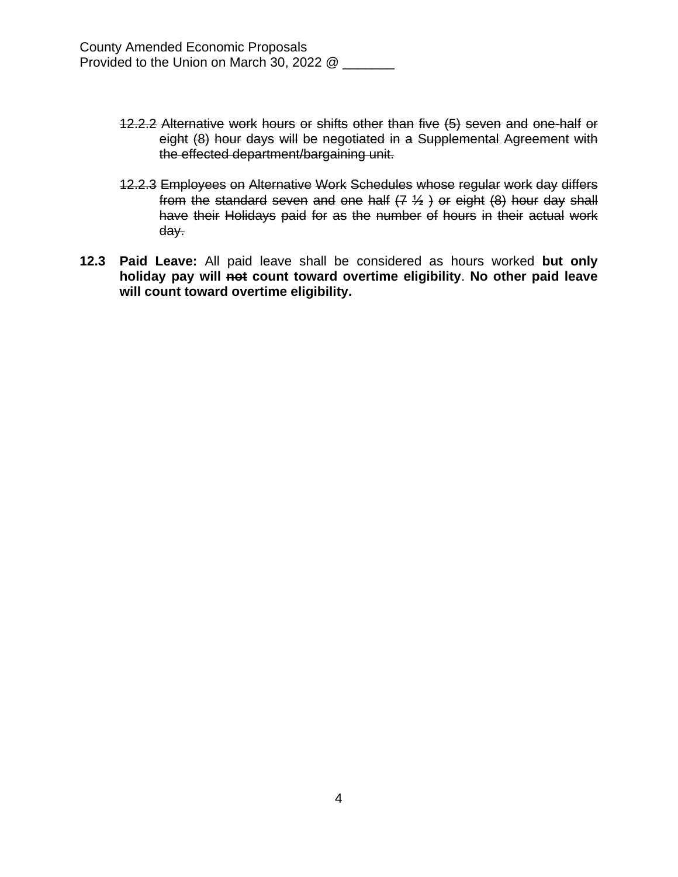~~12.2.2 Alternative work hours or shifts other than five (5) seven and one-half or eight (8) hour days will be negotiated in a Supplemental Agreement with the effected department/bargaining unit.~~

~~12.2.3 Employees on Alternative Work Schedules whose regular work day differs from the standard seven and one half (7 ½ ) or eight (8) hour day shall have their Holidays paid for as the number of hours in their actual work day.~~

**12.3 Paid Leave:** All paid leave shall be considered as hours worked **but only holiday pay will ~~not~~ count toward overtime eligibility**. **No other paid leave will count toward overtime eligibility.**